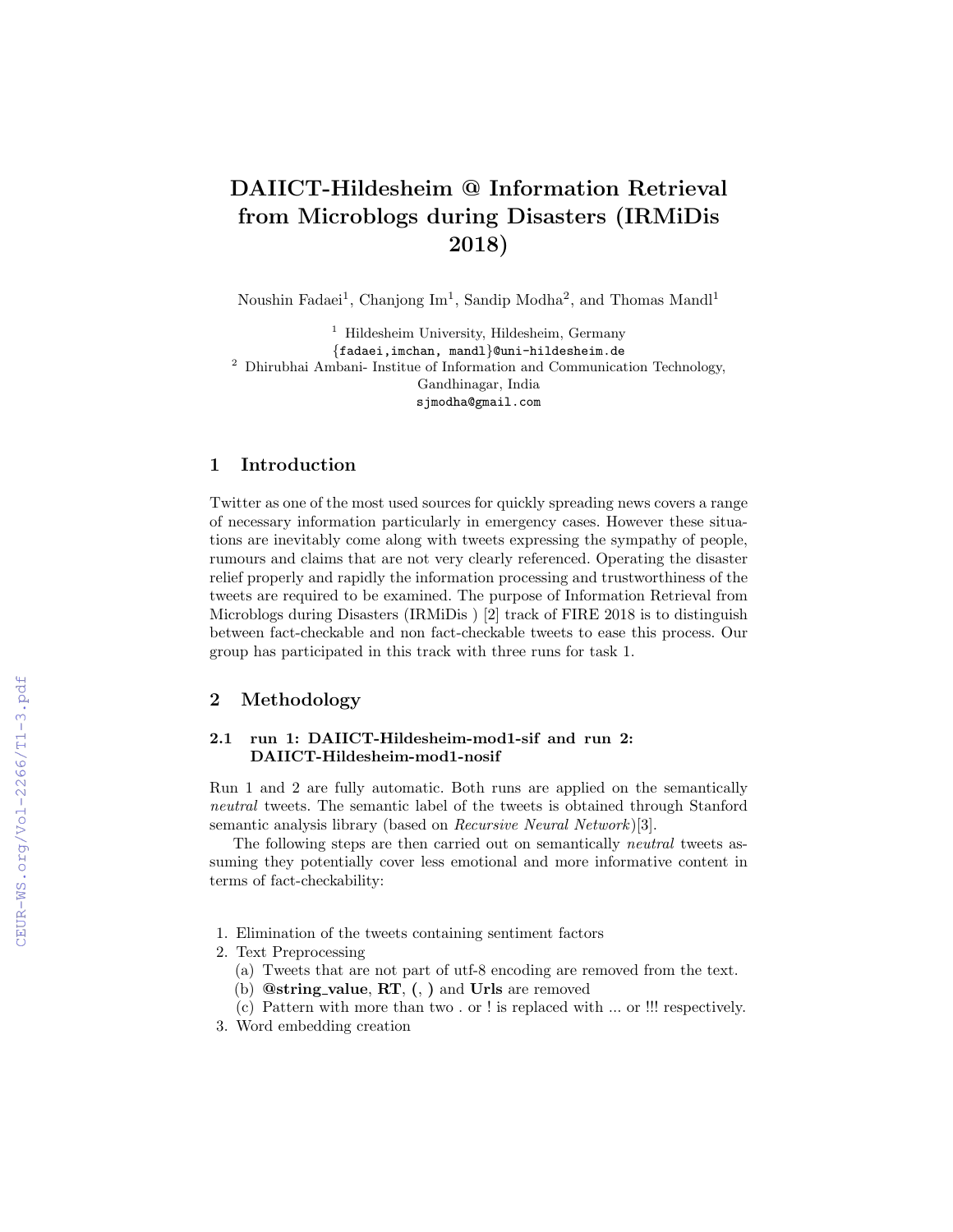# DAIICT-Hildesheim @ Information Retrieval from Microblogs during Disasters (IRMiDis 2018)

Noushin Fadaei[1], Chanjong Im[1], Sandip Modha[2], and Thomas Mandl[1]

[1] Hildesheim University, Hildesheim, Germany
{fadaei,imchan, mandl}@uni-hildesheim.de
[2] Dhirubhai Ambani- Institue of Information and Communication Technology, Gandhinagar, India
sjmodha@gmail.com

## 1 Introduction

Twitter as one of the most used sources for quickly spreading news covers a range of necessary information particularly in emergency cases. However these situations are inevitably come along with tweets expressing the sympathy of people, rumours and claims that are not very clearly referenced. Operating the disaster relief properly and rapidly the information processing and trustworthiness of the tweets are required to be examined. The purpose of Information Retrieval from Microblogs during Disasters (IRMiDis ) [2] track of FIRE 2018 is to distinguish between fact-checkable and non fact-checkable tweets to ease this process. Our group has participated in this track with three runs for task 1.

## 2 Methodology

### 2.1 run 1: DAIICT-Hildesheim-mod1-sif and run 2: DAIICT-Hildesheim-mod1-nosif

Run 1 and 2 are fully automatic. Both runs are applied on the semantically *neutral* tweets. The semantic label of the tweets is obtained through Stanford semantic analysis library (based on *Recursive Neural Network*)[3].

The following steps are then carried out on semantically *neutral* tweets assuming they potentially cover less emotional and more informative content in terms of fact-checkability:

1. Elimination of the tweets containing sentiment factors
2. Text Preprocessing
   (a) Tweets that are not part of utf-8 encoding are removed from the text.
   (b) **@string_value**, **RT**, **(**, **)** and **Urls** are removed
   (c) Pattern with more than two . or ! is replaced with ... or !!! respectively.
3. Word embedding creation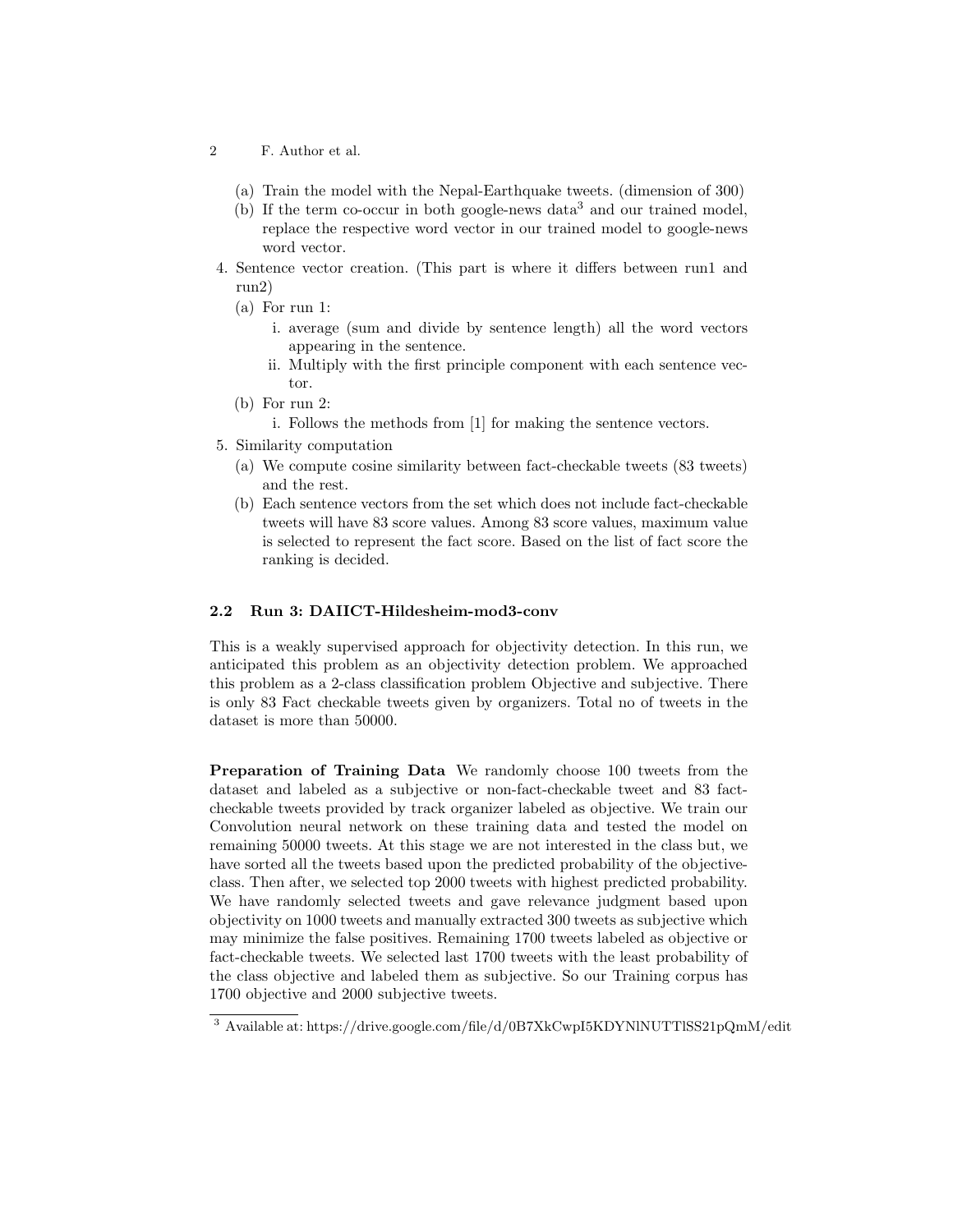(a) Train the model with the Nepal-Earthquake tweets. (dimension of 300)
   (b) If the term co-occur in both google-news data[3] and our trained model, replace the respective word vector in our trained model to google-news word vector.
4. Sentence vector creation. (This part is where it differs between run1 and run2)
   (a) For run 1:
      i. average (sum and divide by sentence length) all the word vectors appearing in the sentence.
      ii. Multiply with the first principle component with each sentence vector.
   (b) For run 2:
      i. Follows the methods from [1] for making the sentence vectors.
5. Similarity computation
   (a) We compute cosine similarity between fact-checkable tweets (83 tweets) and the rest.
   (b) Each sentence vectors from the set which does not include fact-checkable tweets will have 83 score values. Among 83 score values, maximum value is selected to represent the fact score. Based on the list of fact score the ranking is decided.

### 2.2 Run 3: DAIICT-Hildesheim-mod3-conv

This is a weakly supervised approach for objectivity detection. In this run, we anticipated this problem as an objectivity detection problem. We approached this problem as a 2-class classification problem Objective and subjective. There is only 83 Fact checkable tweets given by organizers. Total no of tweets in the dataset is more than 50000.

**Preparation of Training Data** We randomly choose 100 tweets from the dataset and labeled as a subjective or non-fact-checkable tweet and 83 fact-checkable tweets provided by track organizer labeled as objective. We train our Convolution neural network on these training data and tested the model on remaining 50000 tweets. At this stage we are not interested in the class but, we have sorted all the tweets based upon the predicted probability of the objective-class. Then after, we selected top 2000 tweets with highest predicted probability. We have randomly selected tweets and gave relevance judgment based upon objectivity on 1000 tweets and manually extracted 300 tweets as subjective which may minimize the false positives. Remaining 1700 tweets labeled as objective or fact-checkable tweets. We selected last 1700 tweets with the least probability of the class objective and labeled them as subjective. So our Training corpus has 1700 objective and 2000 subjective tweets.

[3] Available at: https://drive.google.com/file/d/0B7XkCwpI5KDYNlNUTTlSS21pQmM/edit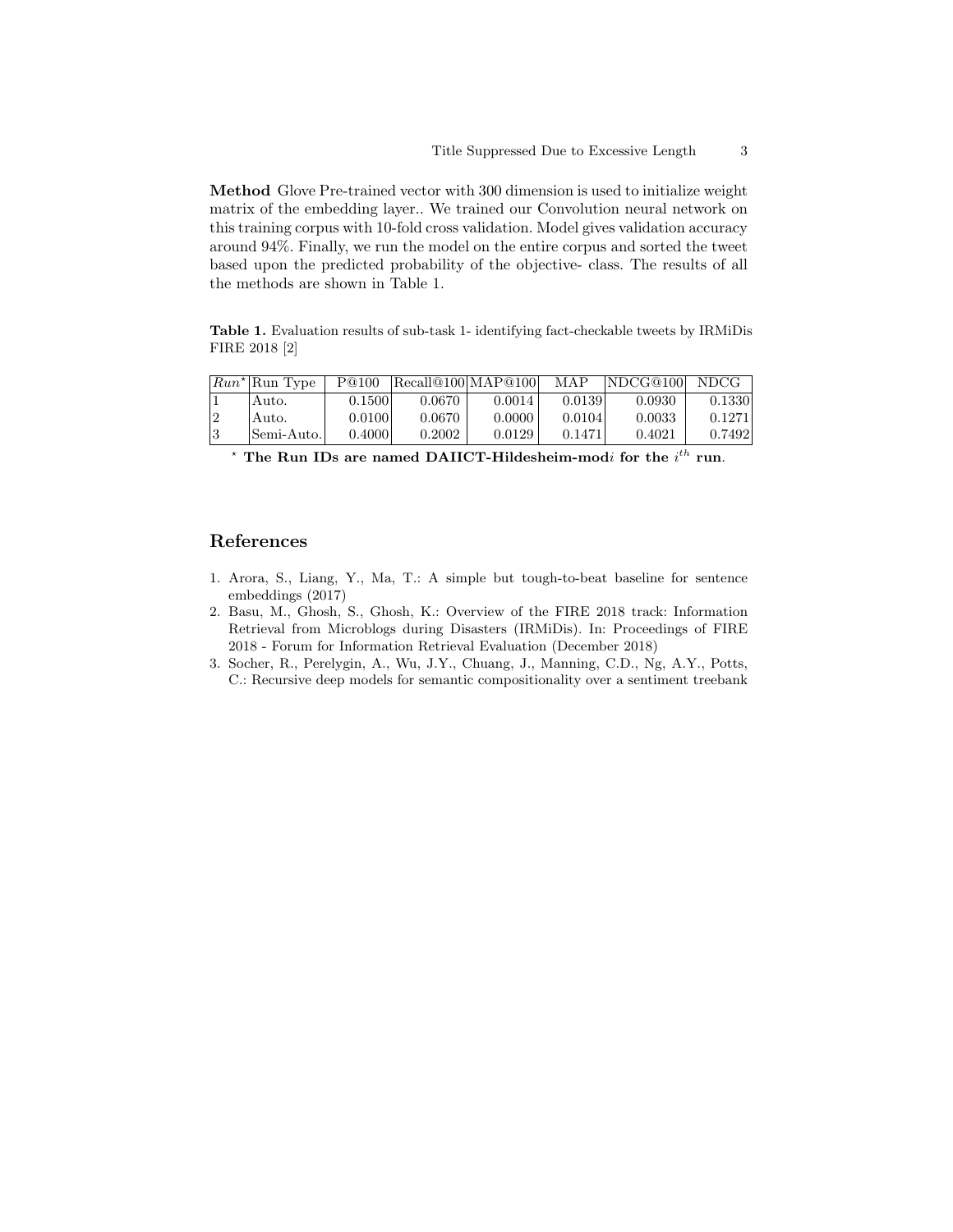**Method** Glove Pre-trained vector with 300 dimension is used to initialize weight matrix of the embedding layer.. We trained our Convolution neural network on this training corpus with 10-fold cross validation. Model gives validation accuracy around 94%. Finally, we run the model on the entire corpus and sorted the tweet based upon the predicted probability of the objective- class. The results of all the methods are shown in Table 1.

**Table 1.** Evaluation results of sub-task 1- identifying fact-checkable tweets by IRMiDis FIRE 2018 [2]

| *Run*⋆ | Run Type | P@100 | Recall@100 | MAP@100 | MAP | NDCG@100 | NDCG |
|---|---|---|---|---|---|---|---|
| 1 | Auto. | 0.1500 | 0.0670 | 0.0014 | 0.0139 | 0.0930 | 0.1330 |
| 2 | Auto. | 0.0100 | 0.0670 | 0.0000 | 0.0104 | 0.0033 | 0.1271 |
| 3 | Semi-Auto. | 0.4000 | 0.2002 | 0.0129 | 0.1471 | 0.4021 | 0.7492 |

⋆ **The Run IDs are named DAIICT-Hildesheim-mod*i* for the $i^{th}$ run**.

## References

1. Arora, S., Liang, Y., Ma, T.: A simple but tough-to-beat baseline for sentence embeddings (2017)
2. Basu, M., Ghosh, S., Ghosh, K.: Overview of the FIRE 2018 track: Information Retrieval from Microblogs during Disasters (IRMiDis). In: Proceedings of FIRE 2018 - Forum for Information Retrieval Evaluation (December 2018)
3. Socher, R., Perelygin, A., Wu, J.Y., Chuang, J., Manning, C.D., Ng, A.Y., Potts, C.: Recursive deep models for semantic compositionality over a sentiment treebank